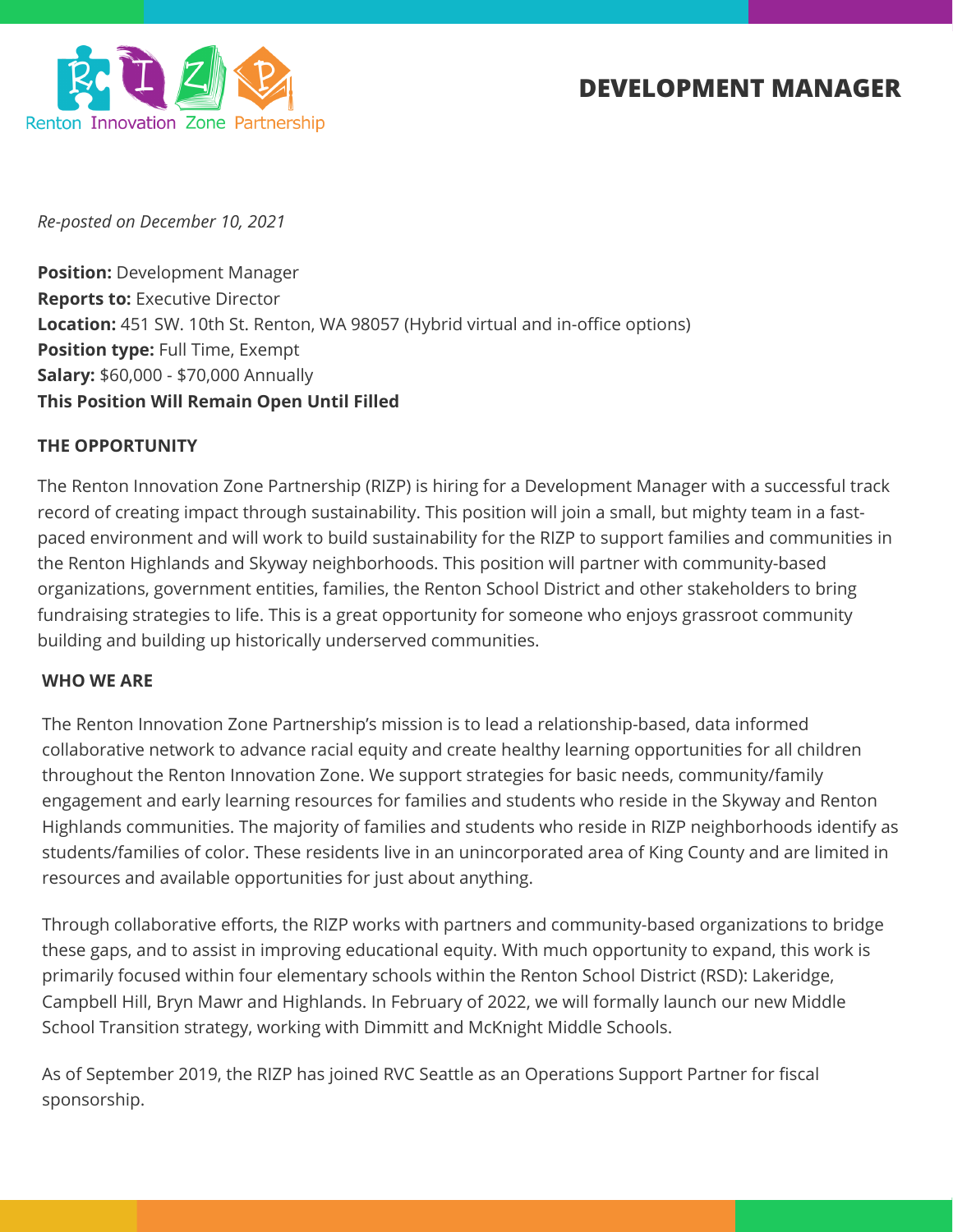# DEVELOPMENT MANAGER

Renton Innovation Zone Partnership

*Re-posted on December 10, 2021*

**Position:** Development Manager
**Reports to:** Executive Director
**Location:** 451 SW. 10th St. Renton, WA 98057 (Hybrid virtual and in-office options)
**Position type:** Full Time, Exempt
**Salary:** $60,000 - $70,000 Annually
**This Position Will Remain Open Until Filled**

## THE OPPORTUNITY

The Renton Innovation Zone Partnership (RIZP) is hiring for a Development Manager with a successful track record of creating impact through sustainability. This position will join a small, but mighty team in a fast-paced environment and will work to build sustainability for the RIZP to support families and communities in the Renton Highlands and Skyway neighborhoods. This position will partner with community-based organizations, government entities, families, the Renton School District and other stakeholders to bring fundraising strategies to life. This is a great opportunity for someone who enjoys grassroot community building and building up historically underserved communities.

## WHO WE ARE

The Renton Innovation Zone Partnership's mission is to lead a relationship-based, data informed collaborative network to advance racial equity and create healthy learning opportunities for all children throughout the Renton Innovation Zone. We support strategies for basic needs, community/family engagement and early learning resources for families and students who reside in the Skyway and Renton Highlands communities. The majority of families and students who reside in RIZP neighborhoods identify as students/families of color. These residents live in an unincorporated area of King County and are limited in resources and available opportunities for just about anything.

Through collaborative efforts, the RIZP works with partners and community-based organizations to bridge these gaps, and to assist in improving educational equity. With much opportunity to expand, this work is primarily focused within four elementary schools within the Renton School District (RSD): Lakeridge, Campbell Hill, Bryn Mawr and Highlands. In February of 2022, we will formally launch our new Middle School Transition strategy, working with Dimmitt and McKnight Middle Schools.

As of September 2019, the RIZP has joined RVC Seattle as an Operations Support Partner for fiscal sponsorship.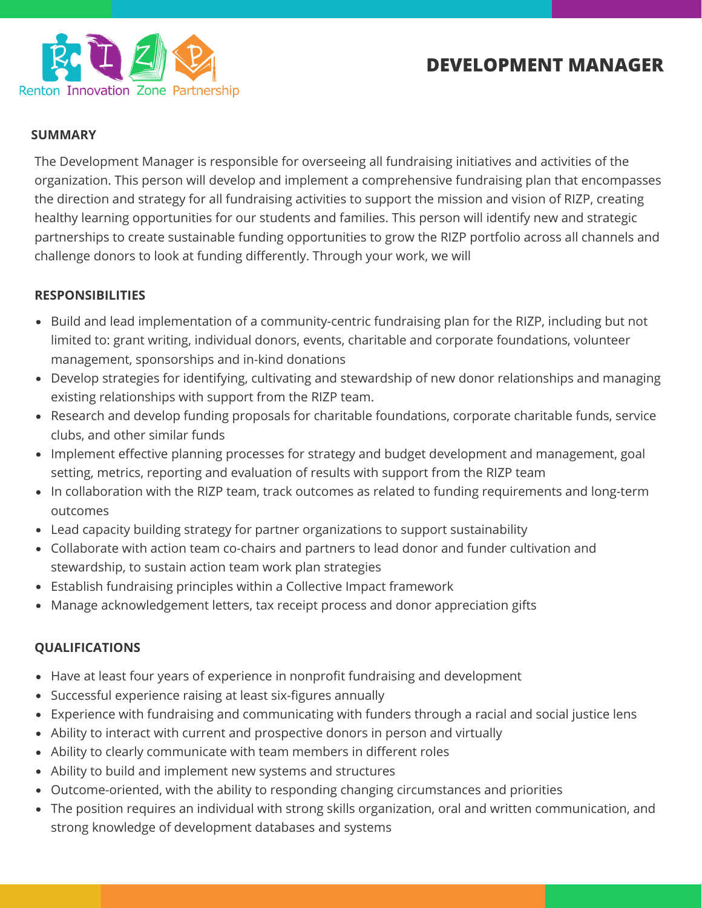# DEVELOPMENT MANAGER

## SUMMARY

The Development Manager is responsible for overseeing all fundraising initiatives and activities of the organization. This person will develop and implement a comprehensive fundraising plan that encompasses the direction and strategy for all fundraising activities to support the mission and vision of RIZP, creating healthy learning opportunities for our students and families. This person will identify new and strategic partnerships to create sustainable funding opportunities to grow the RIZP portfolio across all channels and challenge donors to look at funding differently. Through your work, we will

## RESPONSIBILITIES

- Build and lead implementation of a community-centric fundraising plan for the RIZP, including but not limited to: grant writing, individual donors, events, charitable and corporate foundations, volunteer management, sponsorships and in-kind donations
- Develop strategies for identifying, cultivating and stewardship of new donor relationships and managing existing relationships with support from the RIZP team.
- Research and develop funding proposals for charitable foundations, corporate charitable funds, service clubs, and other similar funds
- Implement effective planning processes for strategy and budget development and management, goal setting, metrics, reporting and evaluation of results with support from the RIZP team
- In collaboration with the RIZP team, track outcomes as related to funding requirements and long-term outcomes
- Lead capacity building strategy for partner organizations to support sustainability
- Collaborate with action team co-chairs and partners to lead donor and funder cultivation and stewardship, to sustain action team work plan strategies
- Establish fundraising principles within a Collective Impact framework
- Manage acknowledgement letters, tax receipt process and donor appreciation gifts

## QUALIFICATIONS

- Have at least four years of experience in nonprofit fundraising and development
- Successful experience raising at least six-figures annually
- Experience with fundraising and communicating with funders through a racial and social justice lens
- Ability to interact with current and prospective donors in person and virtually
- Ability to clearly communicate with team members in different roles
- Ability to build and implement new systems and structures
- Outcome-oriented, with the ability to responding changing circumstances and priorities
- The position requires an individual with strong skills organization, oral and written communication, and strong knowledge of development databases and systems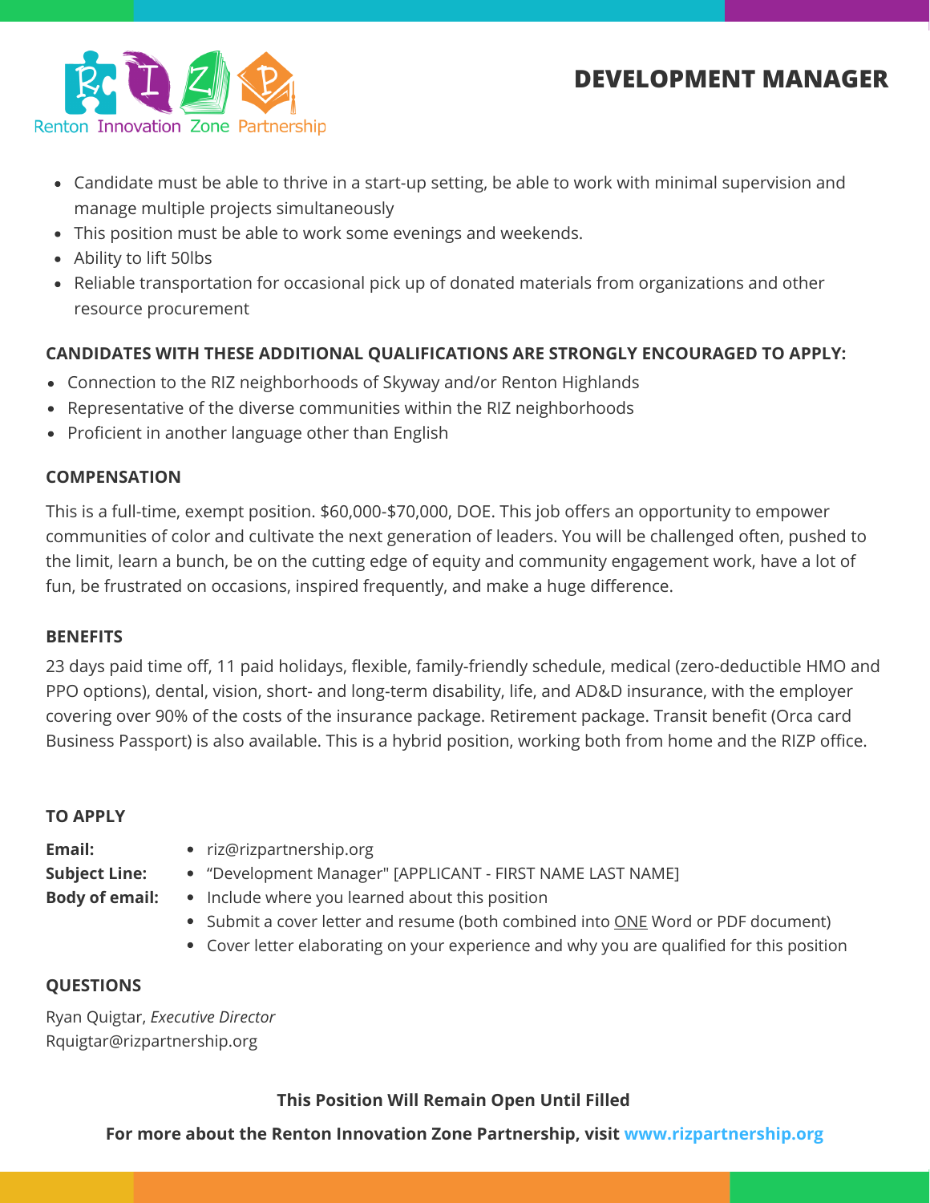Renton Innovation Zone Partnership

# DEVELOPMENT MANAGER

- Candidate must be able to thrive in a start-up setting, be able to work with minimal supervision and manage multiple projects simultaneously
- This position must be able to work some evenings and weekends.
- Ability to lift 50lbs
- Reliable transportation for occasional pick up of donated materials from organizations and other resource procurement

**CANDIDATES WITH THESE ADDITIONAL QUALIFICATIONS ARE STRONGLY ENCOURAGED TO APPLY:**

- Connection to the RIZ neighborhoods of Skyway and/or Renton Highlands
- Representative of the diverse communities within the RIZ neighborhoods
- Proficient in another language other than English

**COMPENSATION**

This is a full-time, exempt position. $60,000-$70,000, DOE. This job offers an opportunity to empower communities of color and cultivate the next generation of leaders. You will be challenged often, pushed to the limit, learn a bunch, be on the cutting edge of equity and community engagement work, have a lot of fun, be frustrated on occasions, inspired frequently, and make a huge difference.

**BENEFITS**

23 days paid time off, 11 paid holidays, flexible, family-friendly schedule, medical (zero-deductible HMO and PPO options), dental, vision, short- and long-term disability, life, and AD&D insurance, with the employer covering over 90% of the costs of the insurance package. Retirement package. Transit benefit (Orca card Business Passport) is also available. This is a hybrid position, working both from home and the RIZP office.

**TO APPLY**

**Email:**
- riz@rizpartnership.org

**Subject Line:**
- "Development Manager" [APPLICANT - FIRST NAME LAST NAME]

**Body of email:**
- Include where you learned about this position
- Submit a cover letter and resume (both combined into ONE Word or PDF document)
- Cover letter elaborating on your experience and why you are qualified for this position

**QUESTIONS**

Ryan Quigtar, *Executive Director*
Rquigtar@rizpartnership.org

**This Position Will Remain Open Until Filled**

**For more about the Renton Innovation Zone Partnership, visit www.rizpartnership.org**